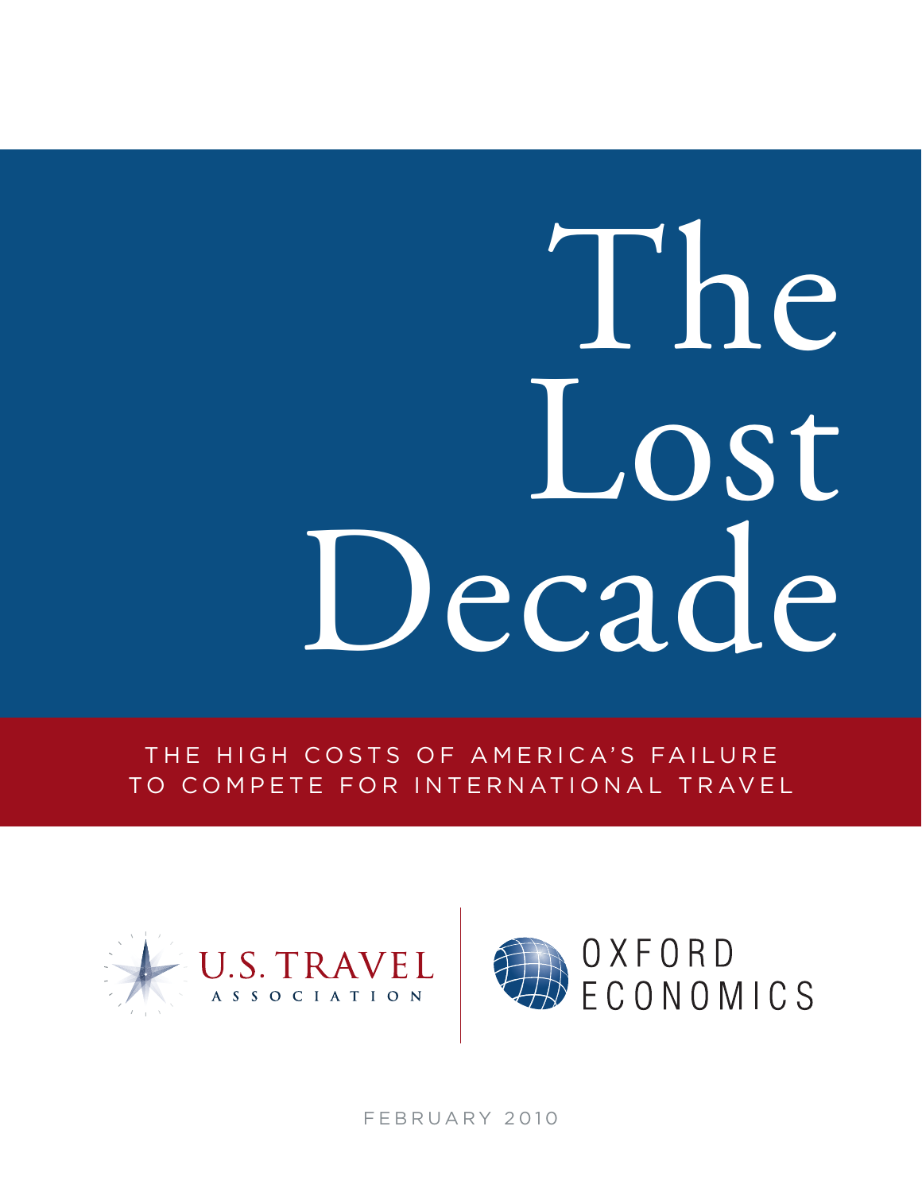# The Lost Decade

THE HIGH COSTS OF AMERICA'S FAILURE TO COMPETE FOR INTERNATIONAL TRAVEL

U.S. TRAVEL ASSOCIATION

OXFORD ECONOMICS

FEBRUARY 2010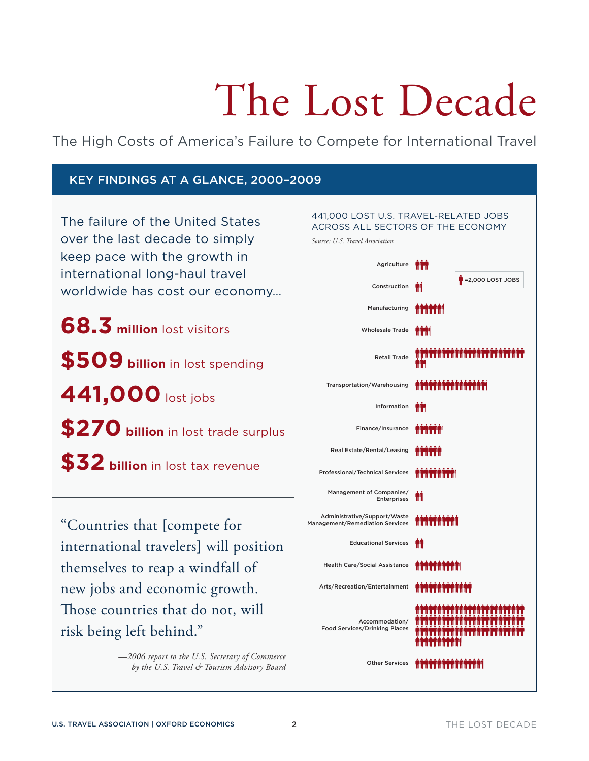# The Lost Decade

The High Costs of America's Failure to Compete for International Travel

## KEY FINDINGS AT A GLANCE, 2000–2009

The failure of the United States over the last decade to simply keep pace with the growth in international long-haul travel worldwide has cost our economy...

**68.3 million** lost visitors

**$509 billion** in lost spending

**441,000** lost jobs

**$270 billion** in lost trade surplus

**$32 billion** in lost tax revenue

"Countries that [compete for international travelers] will position themselves to reap a windfall of new jobs and economic growth. Those countries that do not, will risk being left behind."

*—2006 report to the U.S. Secretary of Commerce by the U.S. Travel & Tourism Advisory Board*

### 441,000 LOST U.S. TRAVEL-RELATED JOBS ACROSS ALL SECTORS OF THE ECONOMY

*Source: U.S. Travel Association*

(Each icon = 2,000 LOST JOBS)

- Agriculture
- Construction
- Manufacturing
- Wholesale Trade
- Retail Trade
- Transportation/Warehousing
- Information
- Finance/Insurance
- Real Estate/Rental/Leasing
- Professional/Technical Services
- Management of Companies/Enterprises
- Administrative/Support/Waste Management/Remediation Services
- Educational Services
- Health Care/Social Assistance
- Arts/Recreation/Entertainment
- Accommodation/Food Services/Drinking Places
- Other Services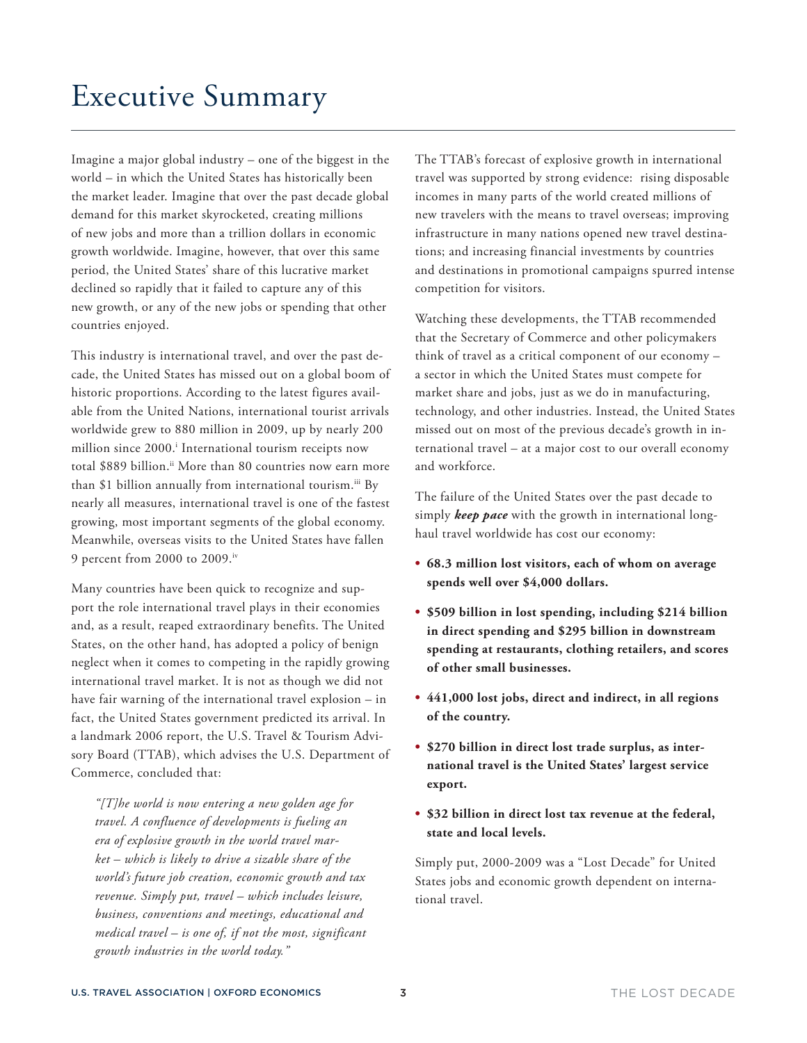# Executive Summary

Imagine a major global industry – one of the biggest in the world – in which the United States has historically been the market leader. Imagine that over the past decade global demand for this market skyrocketed, creating millions of new jobs and more than a trillion dollars in economic growth worldwide. Imagine, however, that over this same period, the United States' share of this lucrative market declined so rapidly that it failed to capture any of this new growth, or any of the new jobs or spending that other countries enjoyed.

This industry is international travel, and over the past decade, the United States has missed out on a global boom of historic proportions. According to the latest figures available from the United Nations, international tourist arrivals worldwide grew to 880 million in 2009, up by nearly 200 million since 2000.[i] International tourism receipts now total $889 billion.[ii] More than 80 countries now earn more than $1 billion annually from international tourism.[iii] By nearly all measures, international travel is one of the fastest growing, most important segments of the global economy. Meanwhile, overseas visits to the United States have fallen 9 percent from 2000 to 2009.[iv]

Many countries have been quick to recognize and support the role international travel plays in their economies and, as a result, reaped extraordinary benefits. The United States, on the other hand, has adopted a policy of benign neglect when it comes to competing in the rapidly growing international travel market. It is not as though we did not have fair warning of the international travel explosion – in fact, the United States government predicted its arrival. In a landmark 2006 report, the U.S. Travel & Tourism Advisory Board (TTAB), which advises the U.S. Department of Commerce, concluded that:

> *"[T]he world is now entering a new golden age for travel. A confluence of developments is fueling an era of explosive growth in the world travel market – which is likely to drive a sizable share of the world's future job creation, economic growth and tax revenue. Simply put, travel – which includes leisure, business, conventions and meetings, educational and medical travel – is one of, if not the most, significant growth industries in the world today."*

The TTAB's forecast of explosive growth in international travel was supported by strong evidence: rising disposable incomes in many parts of the world created millions of new travelers with the means to travel overseas; improving infrastructure in many nations opened new travel destinations; and increasing financial investments by countries and destinations in promotional campaigns spurred intense competition for visitors.

Watching these developments, the TTAB recommended that the Secretary of Commerce and other policymakers think of travel as a critical component of our economy – a sector in which the United States must compete for market share and jobs, just as we do in manufacturing, technology, and other industries. Instead, the United States missed out on most of the previous decade's growth in international travel – at a major cost to our overall economy and workforce.

The failure of the United States over the past decade to simply ***keep pace*** with the growth in international long-haul travel worldwide has cost our economy:

- **68.3 million lost visitors, each of whom on average spends well over $4,000 dollars.**
- **$509 billion in lost spending, including $214 billion in direct spending and $295 billion in downstream spending at restaurants, clothing retailers, and scores of other small businesses.**
- **441,000 lost jobs, direct and indirect, in all regions of the country.**
- **$270 billion in direct lost trade surplus, as international travel is the United States' largest service export.**
- **$32 billion in direct lost tax revenue at the federal, state and local levels.**

Simply put, 2000-2009 was a "Lost Decade" for United States jobs and economic growth dependent on international travel.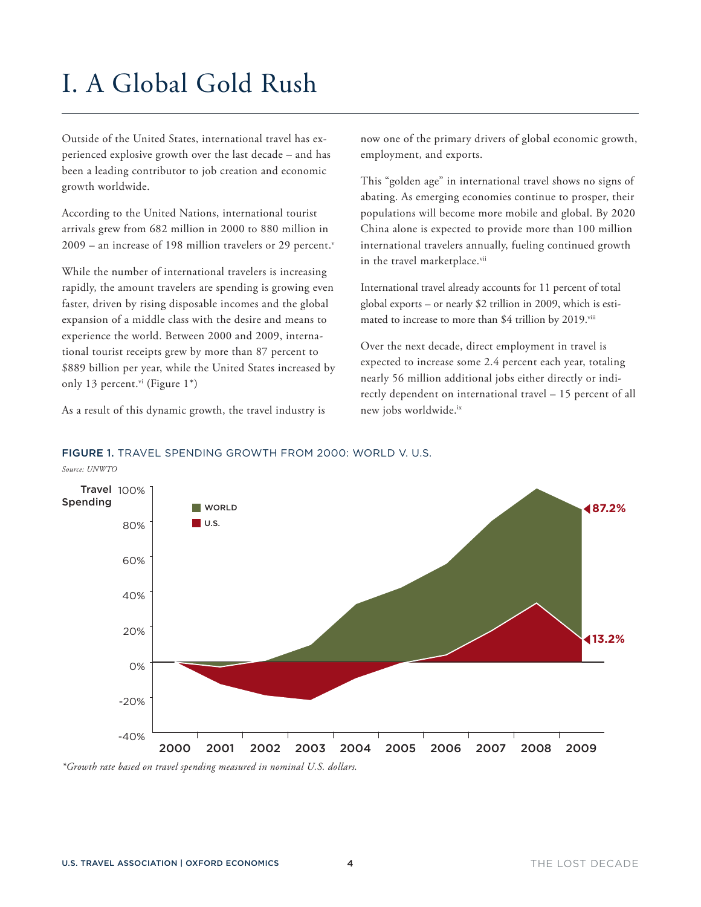# I. A Global Gold Rush

Outside of the United States, international travel has experienced explosive growth over the last decade – and has been a leading contributor to job creation and economic growth worldwide.

According to the United Nations, international tourist arrivals grew from 682 million in 2000 to 880 million in 2009 – an increase of 198 million travelers or 29 percent.[v]

While the number of international travelers is increasing rapidly, the amount travelers are spending is growing even faster, driven by rising disposable incomes and the global expansion of a middle class with the desire and means to experience the world. Between 2000 and 2009, international tourist receipts grew by more than 87 percent to $889 billion per year, while the United States increased by only 13 percent.[vi] (Figure 1*)

As a result of this dynamic growth, the travel industry is now one of the primary drivers of global economic growth, employment, and exports.

This "golden age" in international travel shows no signs of abating. As emerging economies continue to prosper, their populations will become more mobile and global. By 2020 China alone is expected to provide more than 100 million international travelers annually, fueling continued growth in the travel marketplace.[vii]

International travel already accounts for 11 percent of total global exports – or nearly $2 trillion in 2009, which is estimated to increase to more than $4 trillion by 2019.[viii]

Over the next decade, direct employment in travel is expected to increase some 2.4 percent each year, totaling nearly 56 million additional jobs either directly or indirectly dependent on international travel – 15 percent of all new jobs worldwide.[ix]

**FIGURE 1.** TRAVEL SPENDING GROWTH FROM 2000: WORLD V. U.S.

*Source: UNWTO*

*Growth rate based on travel spending measured in nominal U.S. dollars.*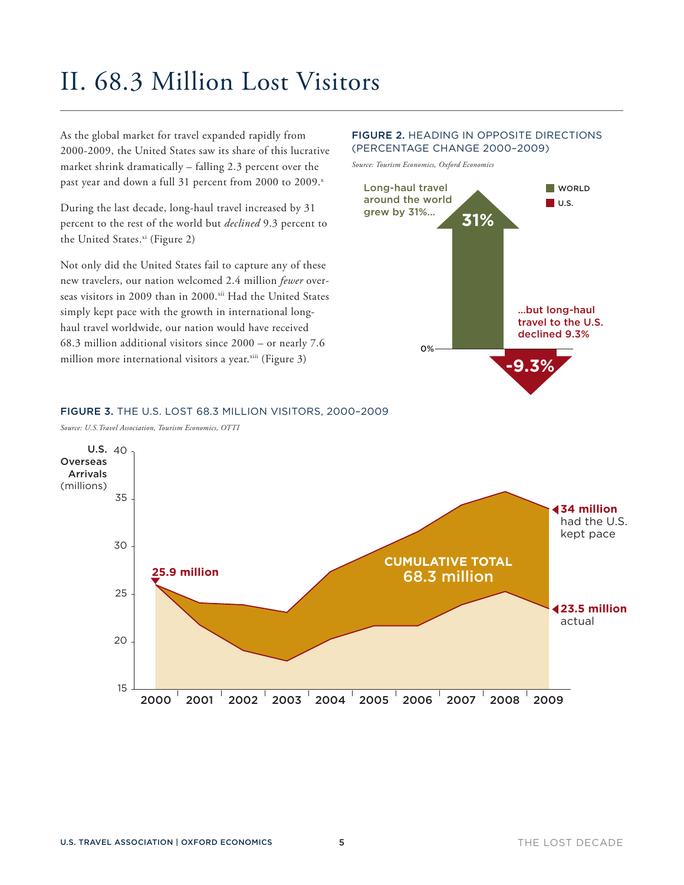# II. 68.3 Million Lost Visitors

As the global market for travel expanded rapidly from 2000-2009, the United States saw its share of this lucrative market shrink dramatically – falling 2.3 percent over the past year and down a full 31 percent from 2000 to 2009.[x]

During the last decade, long-haul travel increased by 31 percent to the rest of the world but *declined* 9.3 percent to the United States.[xi] (Figure 2)

Not only did the United States fail to capture any of these new travelers, our nation welcomed 2.4 million *fewer* overseas visitors in 2009 than in 2000.[xii] Had the United States simply kept pace with the growth in international long-haul travel worldwide, our nation would have received 68.3 million additional visitors since 2000 – or nearly 7.6 million more international visitors a year.[xiii] (Figure 3)

**FIGURE 2.** HEADING IN OPPOSITE DIRECTIONS (PERCENTAGE CHANGE 2000–2009)

*Source: Tourism Economics, Oxford Economics*

Long-haul travel around the world grew by 31%...

31%

...but long-haul travel to the U.S. declined 9.3%

-9.3%

0%

WORLD

U.S.

**FIGURE 3.** THE U.S. LOST 68.3 MILLION VISITORS, 2000–2009

*Source: U.S. Travel Association, Tourism Economics, OTTI*

U.S. Overseas Arrivals (millions)

25.9 million

CUMULATIVE TOTAL 68.3 million

**34 million** had the U.S. kept pace

**23.5 million** actual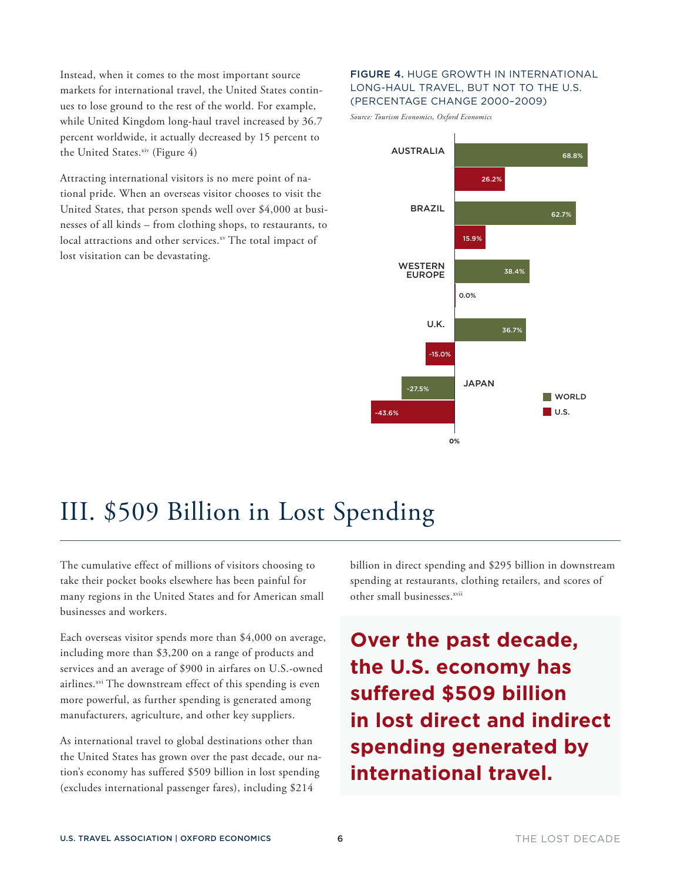Instead, when it comes to the most important source markets for international travel, the United States continues to lose ground to the rest of the world. For example, while United Kingdom long-haul travel increased by 36.7 percent worldwide, it actually decreased by 15 percent to the United States.[xiv] (Figure 4)

Attracting international visitors is no mere point of national pride. When an overseas visitor chooses to visit the United States, that person spends well over $4,000 at businesses of all kinds – from clothing shops, to restaurants, to local attractions and other services.[xv] The total impact of lost visitation can be devastating.

**FIGURE 4.** HUGE GROWTH IN INTERNATIONAL LONG-HAUL TRAVEL, BUT NOT TO THE U.S. (PERCENTAGE CHANGE 2000–2009)

*Source: Tourism Economics, Oxford Economics*

| | WORLD | U.S. |
|---|---|---|
| AUSTRALIA | 68.8% | 26.2% |
| BRAZIL | 62.7% | 15.9% |
| WESTERN EUROPE | 38.4% | 0.0% |
| U.K. | 36.7% | -15.0% |
| JAPAN | -27.5% | -43.6% |

# III. $509 Billion in Lost Spending

The cumulative effect of millions of visitors choosing to take their pocket books elsewhere has been painful for many regions in the United States and for American small businesses and workers.

Each overseas visitor spends more than $4,000 on average, including more than $3,200 on a range of products and services and an average of $900 in airfares on U.S.-owned airlines.[xvi] The downstream effect of this spending is even more powerful, as further spending is generated among manufacturers, agriculture, and other key suppliers.

As international travel to global destinations other than the United States has grown over the past decade, our nation's economy has suffered $509 billion in lost spending (excludes international passenger fares), including $214 billion in direct spending and $295 billion in downstream spending at restaurants, clothing retailers, and scores of other small businesses.[xvii]

**Over the past decade, the U.S. economy has suffered $509 billion in lost direct and indirect spending generated by international travel.**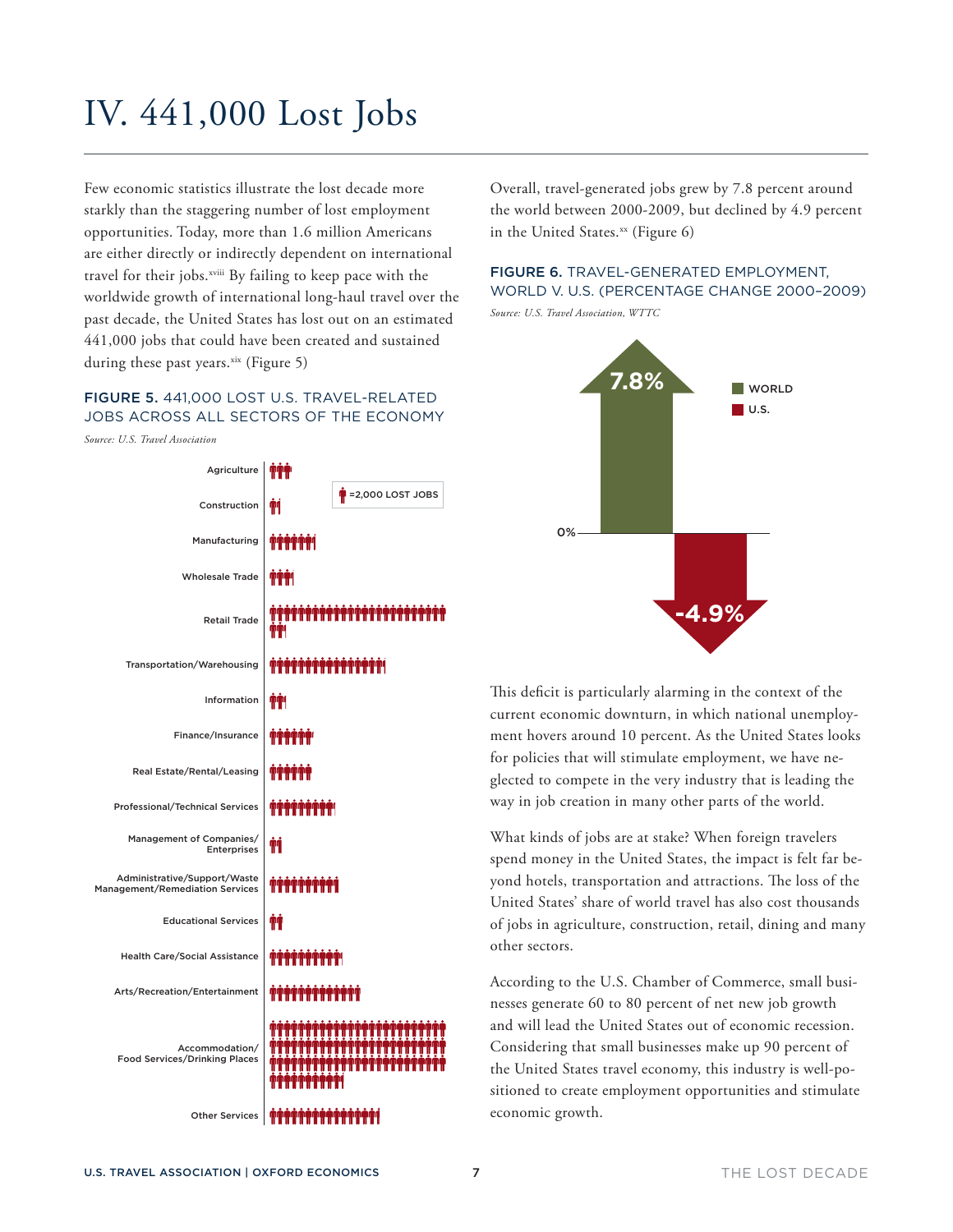# IV. 441,000 Lost Jobs

Few economic statistics illustrate the lost decade more starkly than the staggering number of lost employment opportunities. Today, more than 1.6 million Americans are either directly or indirectly dependent on international travel for their jobs.[xviii] By failing to keep pace with the worldwide growth of international long-haul travel over the past decade, the United States has lost out on an estimated 441,000 jobs that could have been created and sustained during these past years.[xix] (Figure 5)

**FIGURE 5.** 441,000 LOST U.S. TRAVEL-RELATED JOBS ACROSS ALL SECTORS OF THE ECONOMY

*Source: U.S. Travel Association*

(Icon = 2,000 lost jobs)

- Agriculture
- Construction
- Manufacturing
- Wholesale Trade
- Retail Trade
- Transportation/Warehousing
- Information
- Finance/Insurance
- Real Estate/Rental/Leasing
- Professional/Technical Services
- Management of Companies/Enterprises
- Administrative/Support/Waste Management/Remediation Services
- Educational Services
- Health Care/Social Assistance
- Arts/Recreation/Entertainment
- Accommodation/Food Services/Drinking Places
- Other Services

Overall, travel-generated jobs grew by 7.8 percent around the world between 2000-2009, but declined by 4.9 percent in the United States.[xx] (Figure 6)

**FIGURE 6.** TRAVEL-GENERATED EMPLOYMENT, WORLD V. U.S. (PERCENTAGE CHANGE 2000–2009)

*Source: U.S. Travel Association, WTTC*

| | Percentage change |
|---|---|
| World | 7.8% |
| U.S. | -4.9% |

This deficit is particularly alarming in the context of the current economic downturn, in which national unemployment hovers around 10 percent. As the United States looks for policies that will stimulate employment, we have neglected to compete in the very industry that is leading the way in job creation in many other parts of the world.

What kinds of jobs are at stake? When foreign travelers spend money in the United States, the impact is felt far beyond hotels, transportation and attractions. The loss of the United States' share of world travel has also cost thousands of jobs in agriculture, construction, retail, dining and many other sectors.

According to the U.S. Chamber of Commerce, small businesses generate 60 to 80 percent of net new job growth and will lead the United States out of economic recession. Considering that small businesses make up 90 percent of the United States travel economy, this industry is well-positioned to create employment opportunities and stimulate economic growth.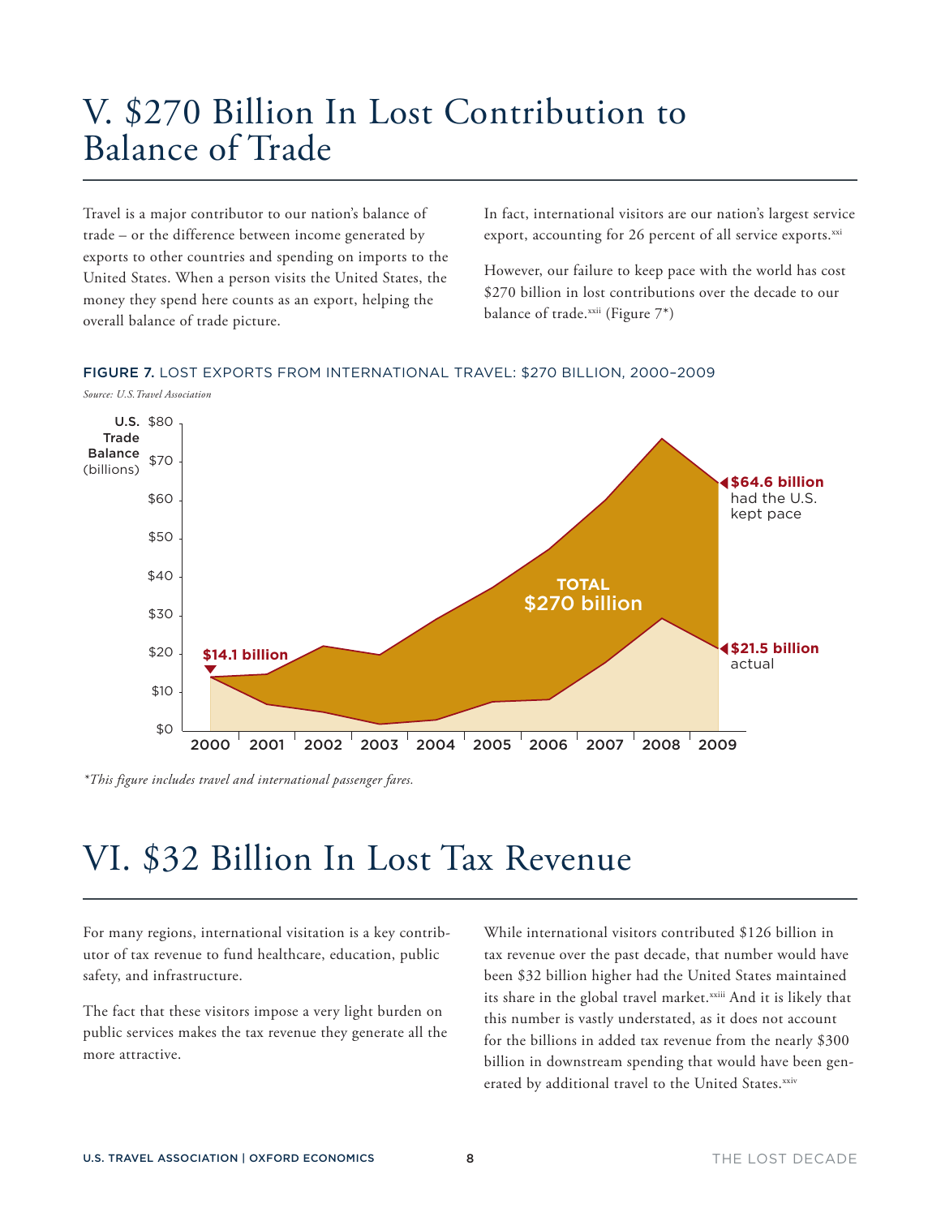# V. $270 Billion In Lost Contribution to Balance of Trade

Travel is a major contributor to our nation's balance of trade – or the difference between income generated by exports to other countries and spending on imports to the United States. When a person visits the United States, the money they spend here counts as an export, helping the overall balance of trade picture.

In fact, international visitors are our nation's largest service export, accounting for 26 percent of all service exports.[xxi]

However, our failure to keep pace with the world has cost $270 billion in lost contributions over the decade to our balance of trade.[xxii] (Figure 7*)

**FIGURE 7.** LOST EXPORTS FROM INTERNATIONAL TRAVEL: $270 BILLION, 2000–2009

*Source: U.S. Travel Association*

U.S. Trade Balance (billions): $0 – $80; years 2000–2009

- $14.1 billion (2000)
- TOTAL $270 billion
- $64.6 billion had the U.S. kept pace (2009)
- $21.5 billion actual (2009)

*\*This figure includes travel and international passenger fares.*

# VI. $32 Billion In Lost Tax Revenue

For many regions, international visitation is a key contributor of tax revenue to fund healthcare, education, public safety, and infrastructure.

The fact that these visitors impose a very light burden on public services makes the tax revenue they generate all the more attractive.

While international visitors contributed $126 billion in tax revenue over the past decade, that number would have been $32 billion higher had the United States maintained its share in the global travel market.[xxiii] And it is likely that this number is vastly understated, as it does not account for the billions in added tax revenue from the nearly $300 billion in downstream spending that would have been generated by additional travel to the United States.[xxiv]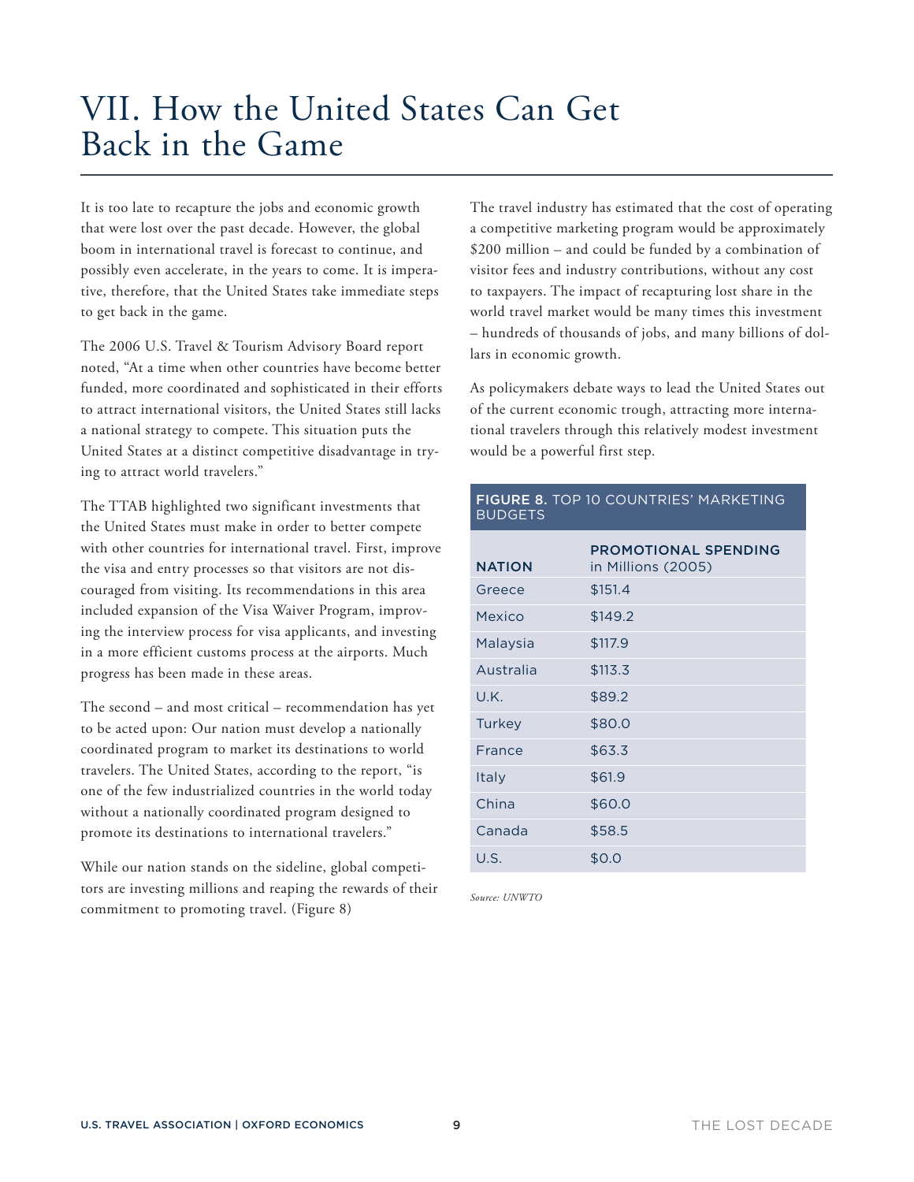# VII. How the United States Can Get Back in the Game

It is too late to recapture the jobs and economic growth that were lost over the past decade. However, the global boom in international travel is forecast to continue, and possibly even accelerate, in the years to come. It is imperative, therefore, that the United States take immediate steps to get back in the game.

The 2006 U.S. Travel & Tourism Advisory Board report noted, "At a time when other countries have become better funded, more coordinated and sophisticated in their efforts to attract international visitors, the United States still lacks a national strategy to compete. This situation puts the United States at a distinct competitive disadvantage in trying to attract world travelers."

The TTAB highlighted two significant investments that the United States must make in order to better compete with other countries for international travel. First, improve the visa and entry processes so that visitors are not discouraged from visiting. Its recommendations in this area included expansion of the Visa Waiver Program, improving the interview process for visa applicants, and investing in a more efficient customs process at the airports. Much progress has been made in these areas.

The second – and most critical – recommendation has yet to be acted upon: Our nation must develop a nationally coordinated program to market its destinations to world travelers. The United States, according to the report, "is one of the few industrialized countries in the world today without a nationally coordinated program designed to promote its destinations to international travelers."

While our nation stands on the sideline, global competitors are investing millions and reaping the rewards of their commitment to promoting travel. (Figure 8)

The travel industry has estimated that the cost of operating a competitive marketing program would be approximately $200 million – and could be funded by a combination of visitor fees and industry contributions, without any cost to taxpayers. The impact of recapturing lost share in the world travel market would be many times this investment – hundreds of thousands of jobs, and many billions of dollars in economic growth.

As policymakers debate ways to lead the United States out of the current economic trough, attracting more international travelers through this relatively modest investment would be a powerful first step.

**FIGURE 8.** TOP 10 COUNTRIES' MARKETING BUDGETS

| NATION | PROMOTIONAL SPENDING in Millions (2005) |
|---|---|
| Greece | $151.4 |
| Mexico | $149.2 |
| Malaysia | $117.9 |
| Australia | $113.3 |
| U.K. | $89.2 |
| Turkey | $80.0 |
| France | $63.3 |
| Italy | $61.9 |
| China | $60.0 |
| Canada | $58.5 |
| U.S. | $0.0 |

*Source: UNWTO*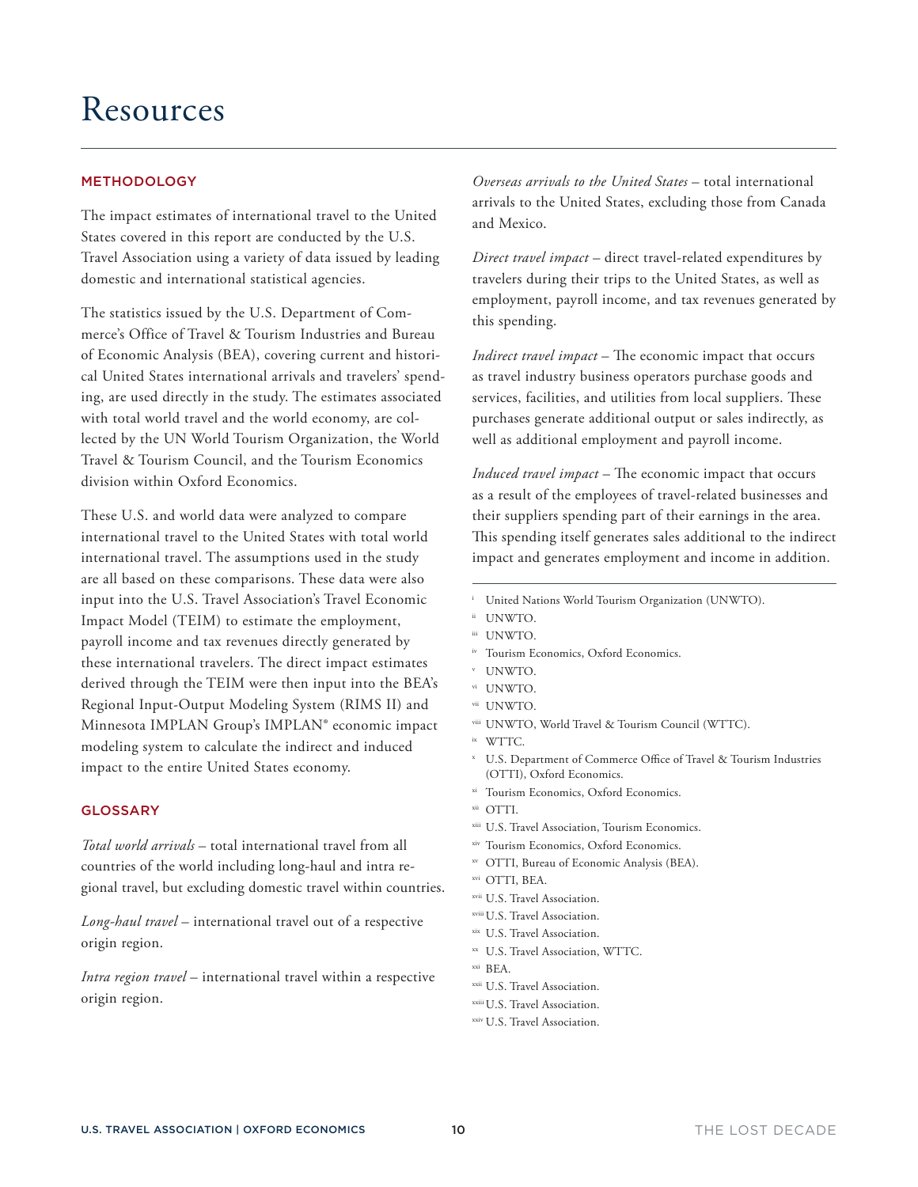# Resources

## METHODOLOGY

The impact estimates of international travel to the United States covered in this report are conducted by the U.S. Travel Association using a variety of data issued by leading domestic and international statistical agencies.

The statistics issued by the U.S. Department of Commerce's Office of Travel & Tourism Industries and Bureau of Economic Analysis (BEA), covering current and historical United States international arrivals and travelers' spending, are used directly in the study. The estimates associated with total world travel and the world economy, are collected by the UN World Tourism Organization, the World Travel & Tourism Council, and the Tourism Economics division within Oxford Economics.

These U.S. and world data were analyzed to compare international travel to the United States with total world international travel. The assumptions used in the study are all based on these comparisons. These data were also input into the U.S. Travel Association's Travel Economic Impact Model (TEIM) to estimate the employment, payroll income and tax revenues directly generated by these international travelers. The direct impact estimates derived through the TEIM were then input into the BEA's Regional Input-Output Modeling System (RIMS II) and Minnesota IMPLAN Group's IMPLAN® economic impact modeling system to calculate the indirect and induced impact to the entire United States economy.

## GLOSSARY

*Total world arrivals* – total international travel from all countries of the world including long-haul and intra regional travel, but excluding domestic travel within countries.

*Long-haul travel* – international travel out of a respective origin region.

*Intra region travel* – international travel within a respective origin region.

*Overseas arrivals to the United States* – total international arrivals to the United States, excluding those from Canada and Mexico.

*Direct travel impact* – direct travel-related expenditures by travelers during their trips to the United States, as well as employment, payroll income, and tax revenues generated by this spending.

*Indirect travel impact* – The economic impact that occurs as travel industry business operators purchase goods and services, facilities, and utilities from local suppliers. These purchases generate additional output or sales indirectly, as well as additional employment and payroll income.

*Induced travel impact* – The economic impact that occurs as a result of the employees of travel-related businesses and their suppliers spending part of their earnings in the area. This spending itself generates sales additional to the indirect impact and generates employment and income in addition.

---

[i] United Nations World Tourism Organization (UNWTO).

[ii] UNWTO.

[iii] UNWTO.

[iv] Tourism Economics, Oxford Economics.

[v] UNWTO.

[vi] UNWTO.

[vii] UNWTO.

[viii] UNWTO, World Travel & Tourism Council (WTTC).

[ix] WTTC.

[x] U.S. Department of Commerce Office of Travel & Tourism Industries (OTTI), Oxford Economics.

[xi] Tourism Economics, Oxford Economics.

[xii] OTTI.

[xiii] U.S. Travel Association, Tourism Economics.

[xiv] Tourism Economics, Oxford Economics.

[xv] OTTI, Bureau of Economic Analysis (BEA).

[xvi] OTTI, BEA.

[xvii] U.S. Travel Association.

[xviii] U.S. Travel Association.

[xix] U.S. Travel Association.

[xx] U.S. Travel Association, WTTC.

[xxi] BEA.

[xxii] U.S. Travel Association.

[xxiii] U.S. Travel Association.

[xxiv] U.S. Travel Association.